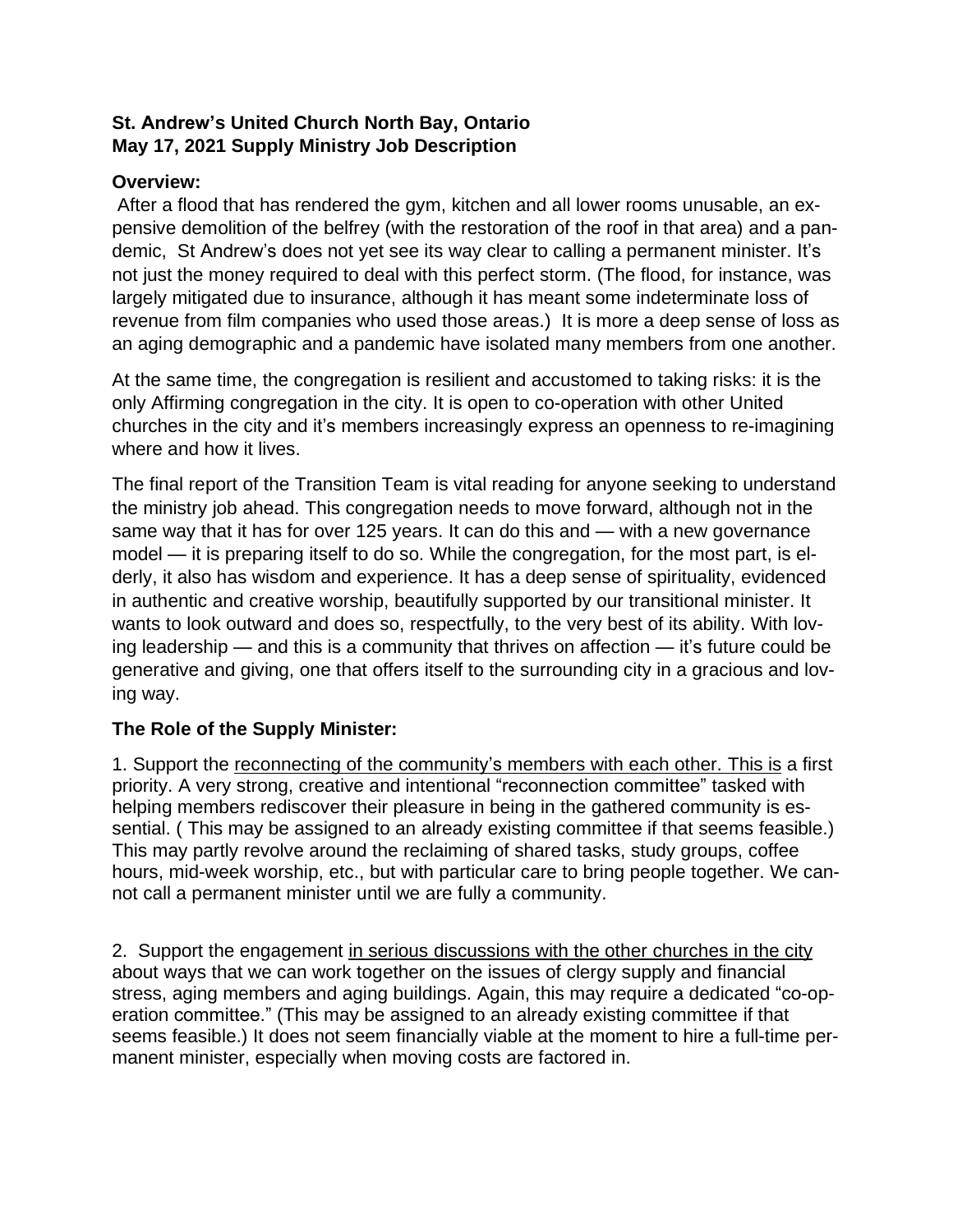**St. Andrew's United Church North Bay, Ontario**
**May 17, 2021 Supply Ministry Job Description**

### Overview:

After a flood that has rendered the gym, kitchen and all lower rooms unusable, an expensive demolition of the belfrey (with the restoration of the roof in that area) and a pandemic, St Andrew's does not yet see its way clear to calling a permanent minister. It's not just the money required to deal with this perfect storm. (The flood, for instance, was largely mitigated due to insurance, although it has meant some indeterminate loss of revenue from film companies who used those areas.) It is more a deep sense of loss as an aging demographic and a pandemic have isolated many members from one another.

At the same time, the congregation is resilient and accustomed to taking risks: it is the only Affirming congregation in the city. It is open to co-operation with other United churches in the city and it's members increasingly express an openness to re-imagining where and how it lives.

The final report of the Transition Team is vital reading for anyone seeking to understand the ministry job ahead. This congregation needs to move forward, although not in the same way that it has for over 125 years. It can do this and — with a new governance model — it is preparing itself to do so. While the congregation, for the most part, is elderly, it also has wisdom and experience. It has a deep sense of spirituality, evidenced in authentic and creative worship, beautifully supported by our transitional minister. It wants to look outward and does so, respectfully, to the very best of its ability. With loving leadership — and this is a community that thrives on affection — it's future could be generative and giving, one that offers itself to the surrounding city in a gracious and loving way.

### The Role of the Supply Minister:

1. Support the reconnecting of the community's members with each other. This is a first priority. A very strong, creative and intentional "reconnection committee" tasked with helping members rediscover their pleasure in being in the gathered community is essential. ( This may be assigned to an already existing committee if that seems feasible.) This may partly revolve around the reclaiming of shared tasks, study groups, coffee hours, mid-week worship, etc., but with particular care to bring people together. We cannot call a permanent minister until we are fully a community.

2. Support the engagement in serious discussions with the other churches in the city about ways that we can work together on the issues of clergy supply and financial stress, aging members and aging buildings. Again, this may require a dedicated "co-operation committee." (This may be assigned to an already existing committee if that seems feasible.) It does not seem financially viable at the moment to hire a full-time permanent minister, especially when moving costs are factored in.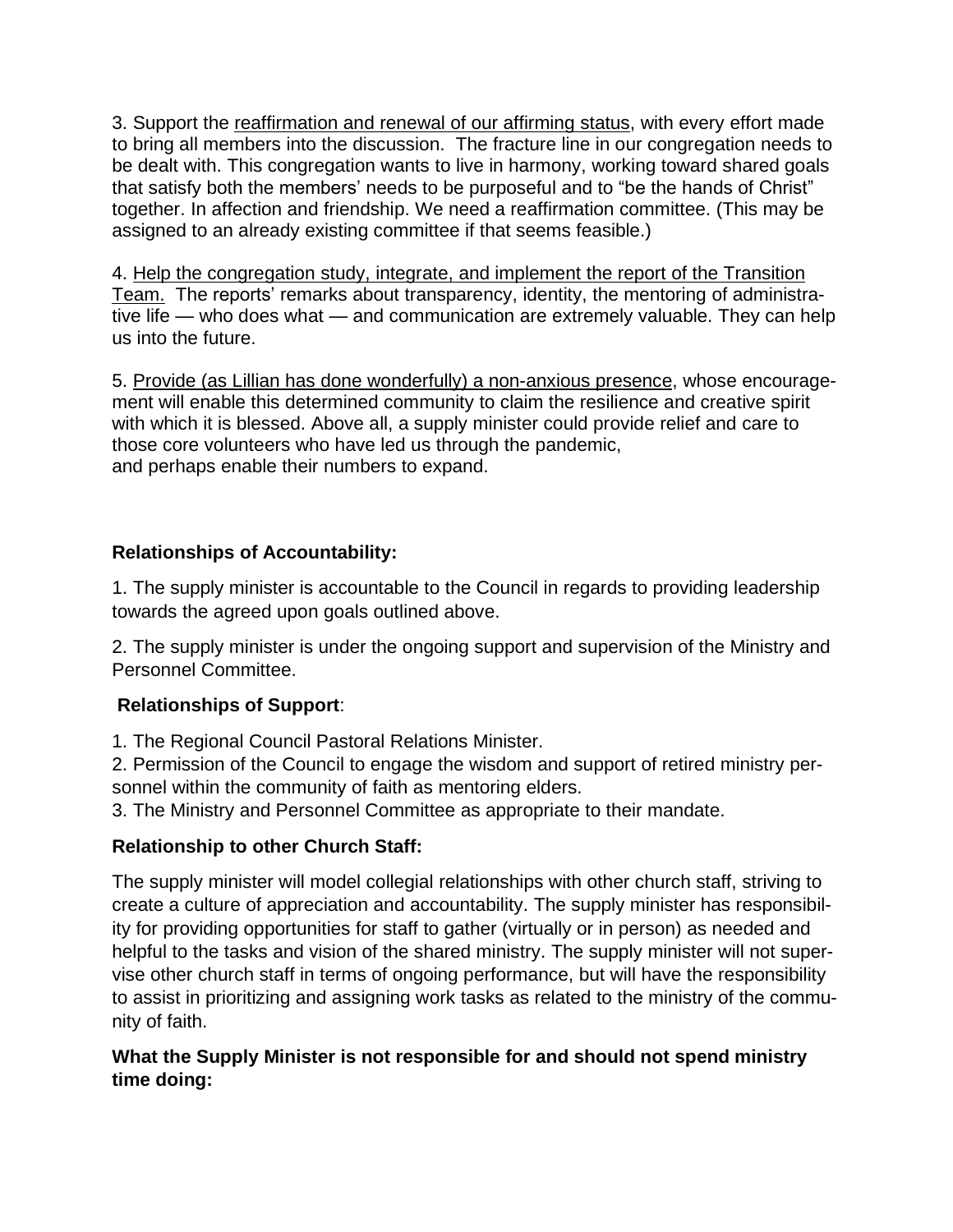3. Support the reaffirmation and renewal of our affirming status, with every effort made to bring all members into the discussion. The fracture line in our congregation needs to be dealt with. This congregation wants to live in harmony, working toward shared goals that satisfy both the members' needs to be purposeful and to "be the hands of Christ" together. In affection and friendship. We need a reaffirmation committee. (This may be assigned to an already existing committee if that seems feasible.)

4. Help the congregation study, integrate, and implement the report of the Transition Team. The reports' remarks about transparency, identity, the mentoring of administrative life — who does what — and communication are extremely valuable. They can help us into the future.

5. Provide (as Lillian has done wonderfully) a non-anxious presence, whose encouragement will enable this determined community to claim the resilience and creative spirit with which it is blessed. Above all, a supply minister could provide relief and care to those core volunteers who have led us through the pandemic, and perhaps enable their numbers to expand.

**Relationships of Accountability:**

1. The supply minister is accountable to the Council in regards to providing leadership towards the agreed upon goals outlined above.

2. The supply minister is under the ongoing support and supervision of the Ministry and Personnel Committee.

**Relationships of Support**:

1. The Regional Council Pastoral Relations Minister.
2. Permission of the Council to engage the wisdom and support of retired ministry personnel within the community of faith as mentoring elders.
3. The Ministry and Personnel Committee as appropriate to their mandate.

**Relationship to other Church Staff:**

The supply minister will model collegial relationships with other church staff, striving to create a culture of appreciation and accountability. The supply minister has responsibility for providing opportunities for staff to gather (virtually or in person) as needed and helpful to the tasks and vision of the shared ministry. The supply minister will not supervise other church staff in terms of ongoing performance, but will have the responsibility to assist in prioritizing and assigning work tasks as related to the ministry of the community of faith.

**What the Supply Minister is not responsible for and should not spend ministry time doing:**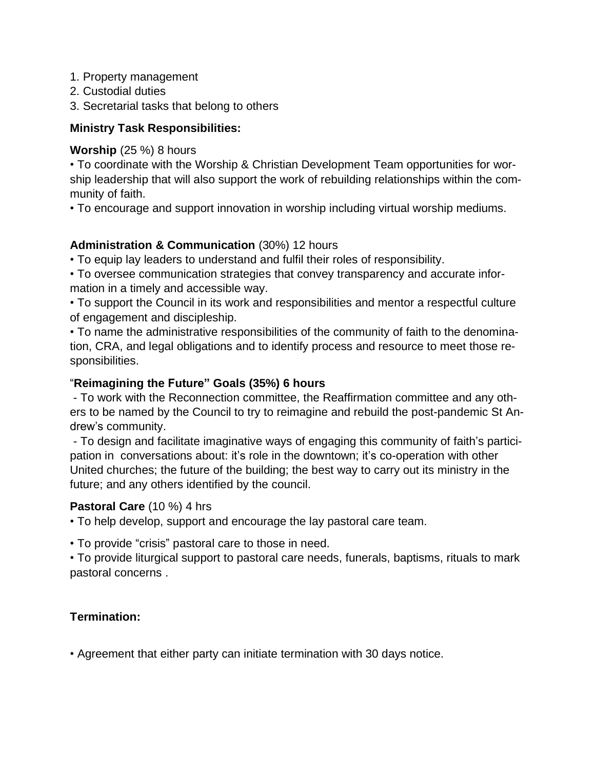1. Property management
2. Custodial duties
3. Secretarial tasks that belong to others

**Ministry Task Responsibilities:**

**Worship** (25 %) 8 hours

• To coordinate with the Worship & Christian Development Team opportunities for worship leadership that will also support the work of rebuilding relationships within the community of faith.

• To encourage and support innovation in worship including virtual worship mediums.

**Administration & Communication** (30%) 12 hours

• To equip lay leaders to understand and fulfil their roles of responsibility.

• To oversee communication strategies that convey transparency and accurate information in a timely and accessible way.

• To support the Council in its work and responsibilities and mentor a respectful culture of engagement and discipleship.

• To name the administrative responsibilities of the community of faith to the denomination, CRA, and legal obligations and to identify process and resource to meet those responsibilities.

"**Reimagining the Future" Goals (35%) 6 hours**

- To work with the Reconnection committee, the Reaffirmation committee and any others to be named by the Council to try to reimagine and rebuild the post-pandemic St Andrew's community.

- To design and facilitate imaginative ways of engaging this community of faith's participation in conversations about: it's role in the downtown; it's co-operation with other United churches; the future of the building; the best way to carry out its ministry in the future; and any others identified by the council.

**Pastoral Care** (10 %) 4 hrs

• To help develop, support and encourage the lay pastoral care team.

• To provide "crisis" pastoral care to those in need.

• To provide liturgical support to pastoral care needs, funerals, baptisms, rituals to mark pastoral concerns .

**Termination:**

• Agreement that either party can initiate termination with 30 days notice.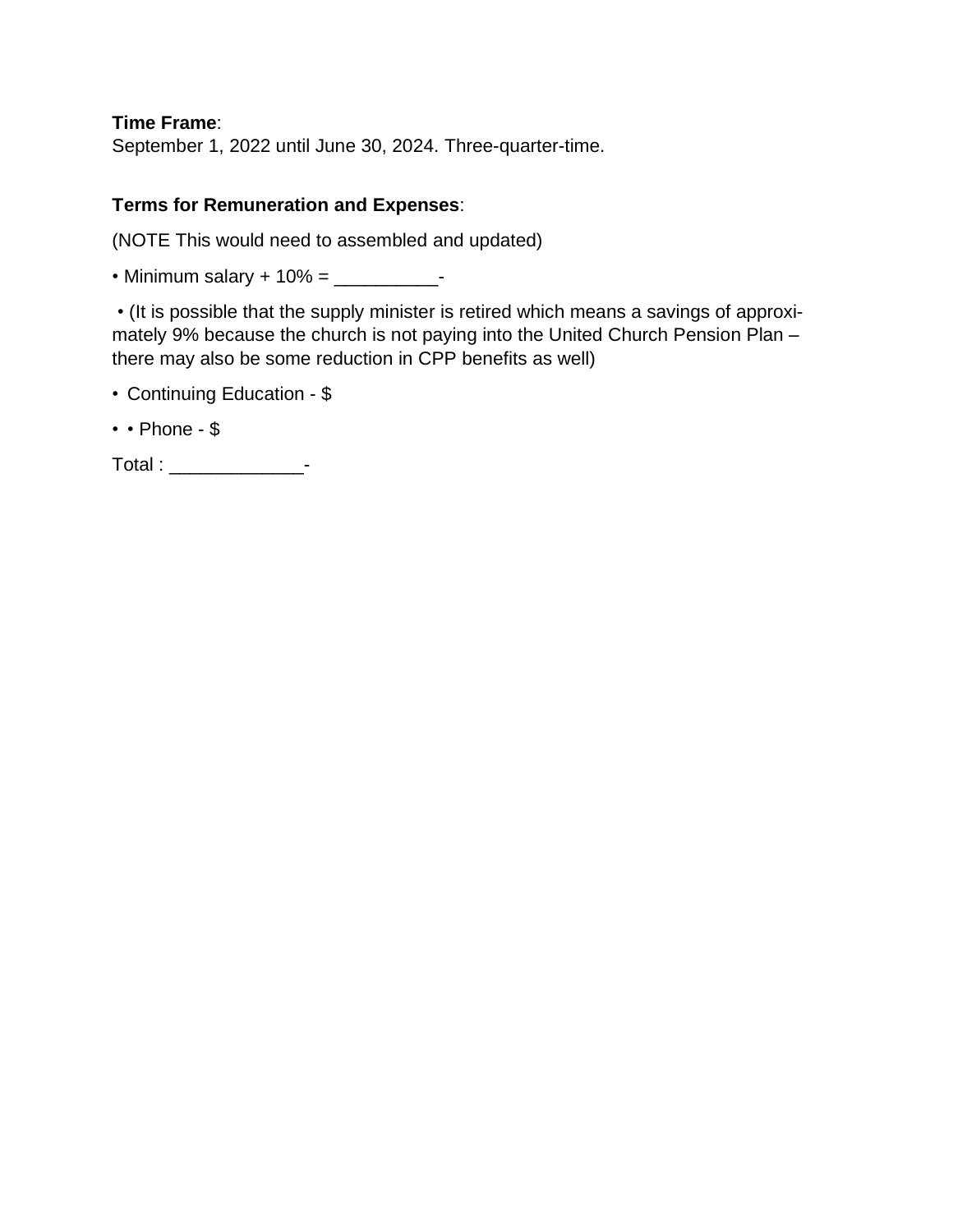**Time Frame**:
September 1, 2022 until June 30, 2024. Three-quarter-time.

**Terms for Remuneration and Expenses**:

(NOTE This would need to assembled and updated)

- Minimum salary + 10% = __________-
- (It is possible that the supply minister is retired which means a savings of approximately 9% because the church is not paying into the United Church Pension Plan – there may also be some reduction in CPP benefits as well)
- Continuing Education - $
- • Phone - $

Total : _____________-